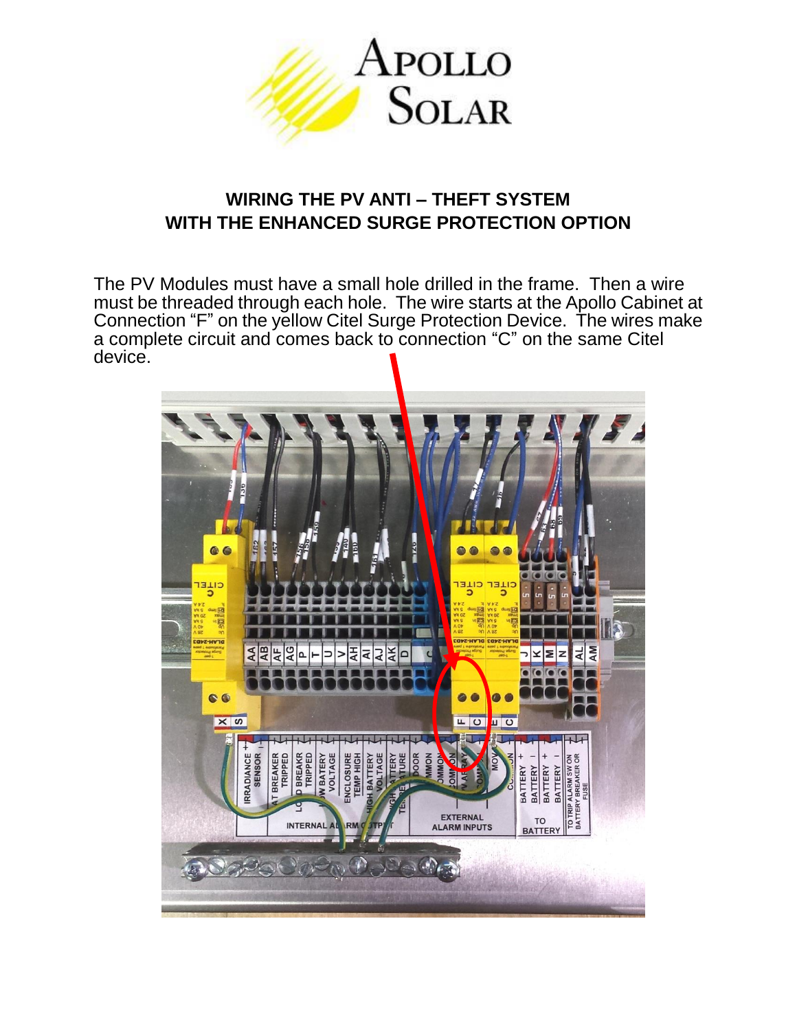# WIRING THE PV ANTI – THEFT SYSTEM WITH THE ENHANCED SURGE PROTECTION OPTION

The PV Modules must have a small hole drilled in the frame. Then a wire must be threaded through each hole. The wire starts at the Apollo Cabinet at Connection "F" on the yellow Citel Surge Protection Device. The wires make a complete circuit and comes back to connection "C" on the same Citel device.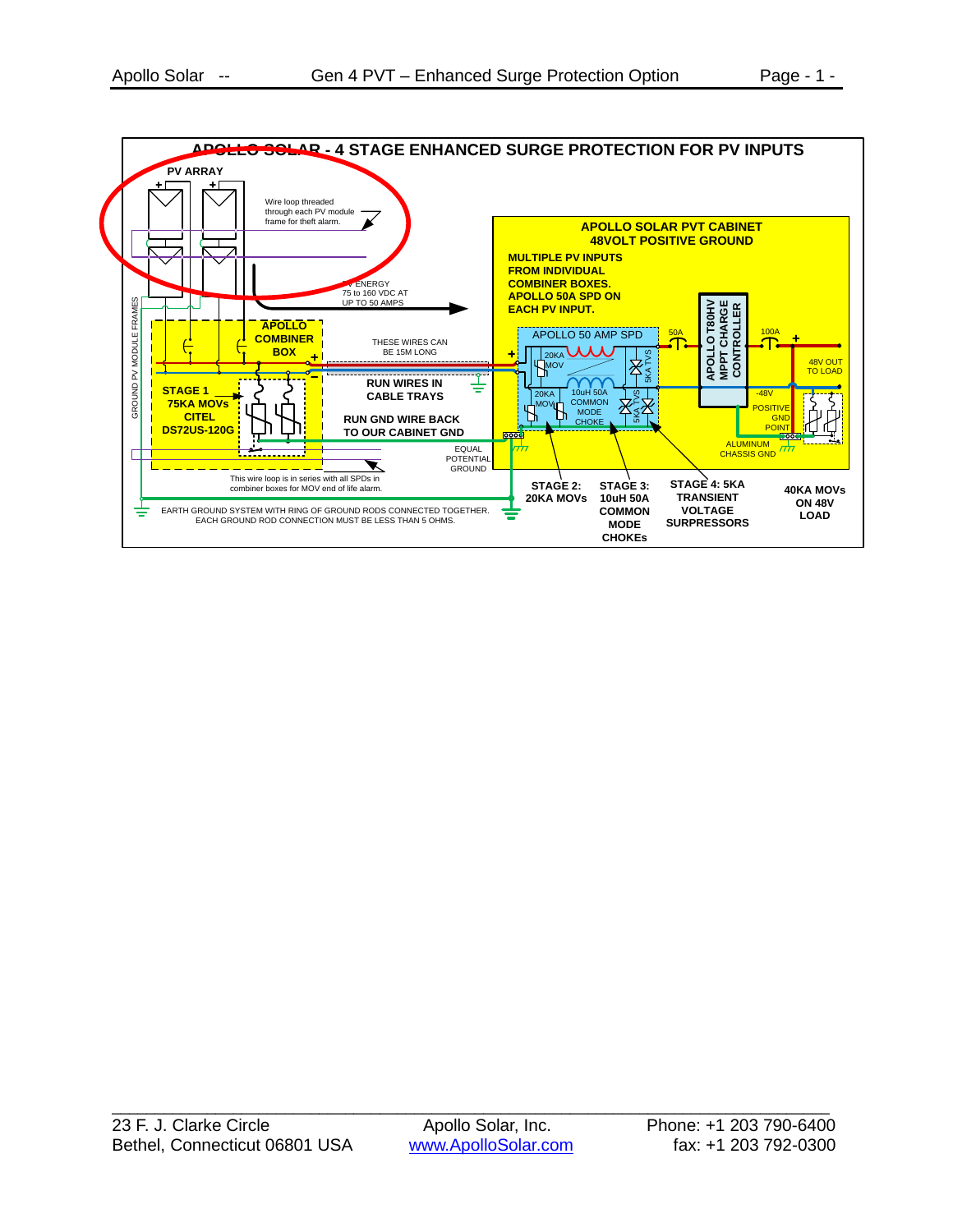# APOLLO SOLAR - 4 STAGE ENHANCED SURGE PROTECTION FOR PV INPUTS

PV ARRAY

Wire loop threaded through each PV module frame for theft alarm.

PV ENERGY 75 to 160 VDC AT UP TO 50 AMPS

GROUND PV MODULE FRAMES

APOLLO COMBINER BOX

STAGE 1 75KA MOVs CITEL DS72US-120G

THESE WIRES CAN BE 15M LONG

RUN WIRES IN CABLE TRAYS

RUN GND WIRE BACK TO OUR CABINET GND

EQUAL POTENTIAL GROUND

This wire loop is in series with all SPDs in combiner boxes for MOV end of life alarm.

EARTH GROUND SYSTEM WITH RING OF GROUND RODS CONNECTED TOGETHER. EACH GROUND ROD CONNECTION MUST BE LESS THAN 5 OHMS.

APOLLO SOLAR PVT CABINET
48VOLT POSITIVE GROUND

MULTIPLE PV INPUTS FROM INDIVIDUAL COMBINER BOXES. APOLLO 50A SPD ON EACH PV INPUT.

APOLLO 50 AMP SPD

20KA MOV

20KA MOV

10uH 50A COMMON MODE CHOKE

5KA TVS

5KA TVS

50A

APOLLO T80HV MPPT CHARGE CONTROLLER

100A

48V OUT TO LOAD

-48V

POSITIVE GND POINT

ALUMINUM CHASSIS GND

STAGE 2: 20KA MOVs

STAGE 3: 10uH 50A COMMON MODE CHOKEs

STAGE 4: 5KA TRANSIENT VOLTAGE SURPRESSORS

40KA MOVs ON 48V LOAD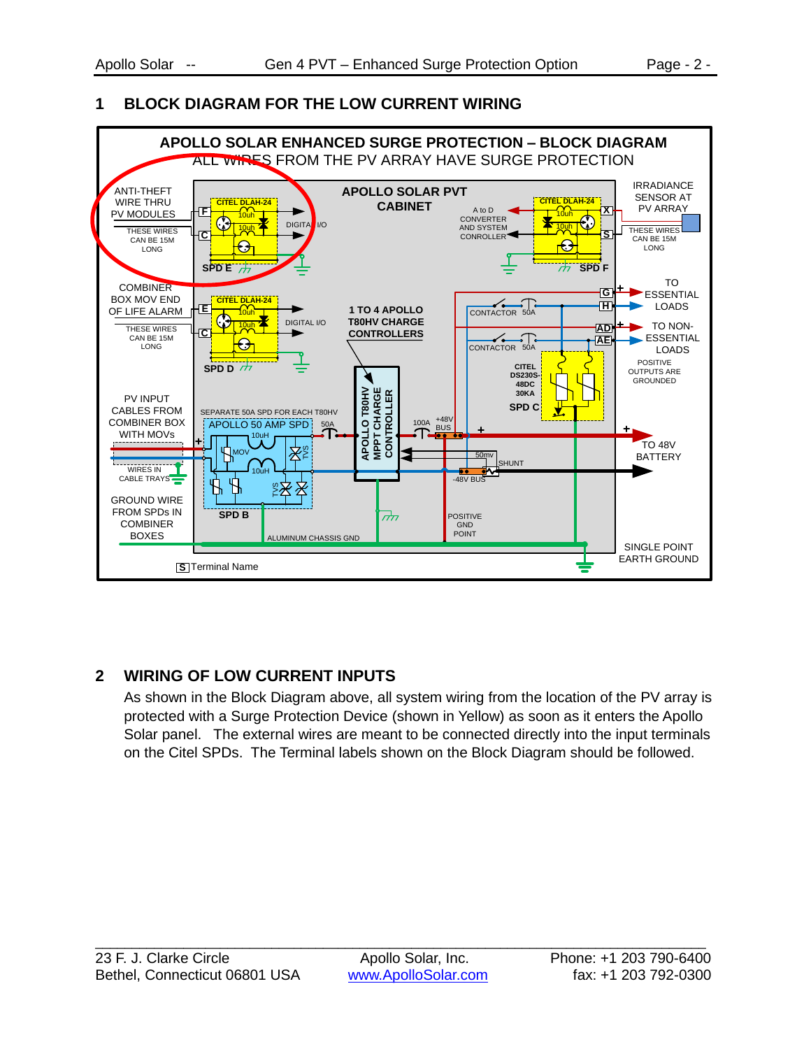## 1 BLOCK DIAGRAM FOR THE LOW CURRENT WIRING

**APOLLO SOLAR ENHANCED SURGE PROTECTION – BLOCK DIAGRAM**

ALL WIRES FROM THE PV ARRAY HAVE SURGE PROTECTION

## 2 WIRING OF LOW CURRENT INPUTS

As shown in the Block Diagram above, all system wiring from the location of the PV array is protected with a Surge Protection Device (shown in Yellow) as soon as it enters the Apollo Solar panel. The external wires are meant to be connected directly into the input terminals on the Citel SPDs. The Terminal labels shown on the Block Diagram should be followed.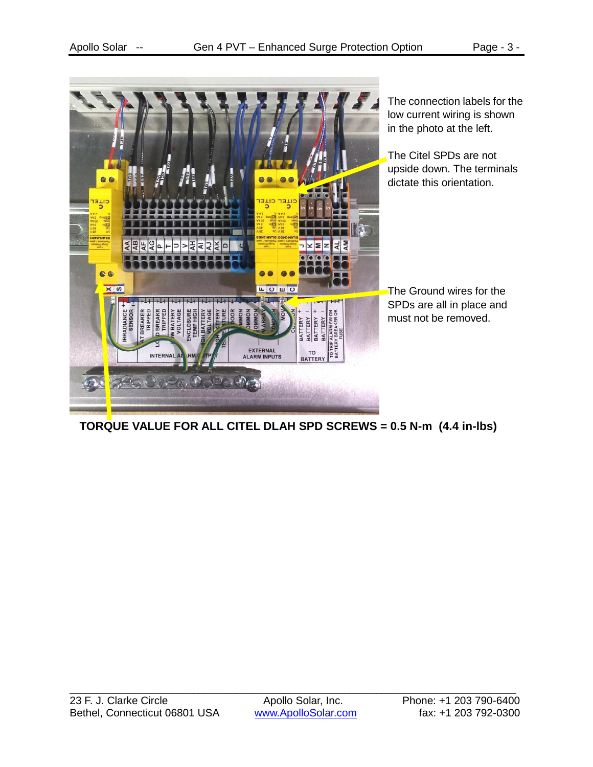The connection labels for the low current wiring is shown in the photo at the left.

The Citel SPDs are not upside down. The terminals dictate this orientation.

The Ground wires for the SPDs are all in place and must not be removed.

**TORQUE VALUE FOR ALL CITEL DLAH SPD SCREWS = 0.5 N-m (4.4 in-lbs)**